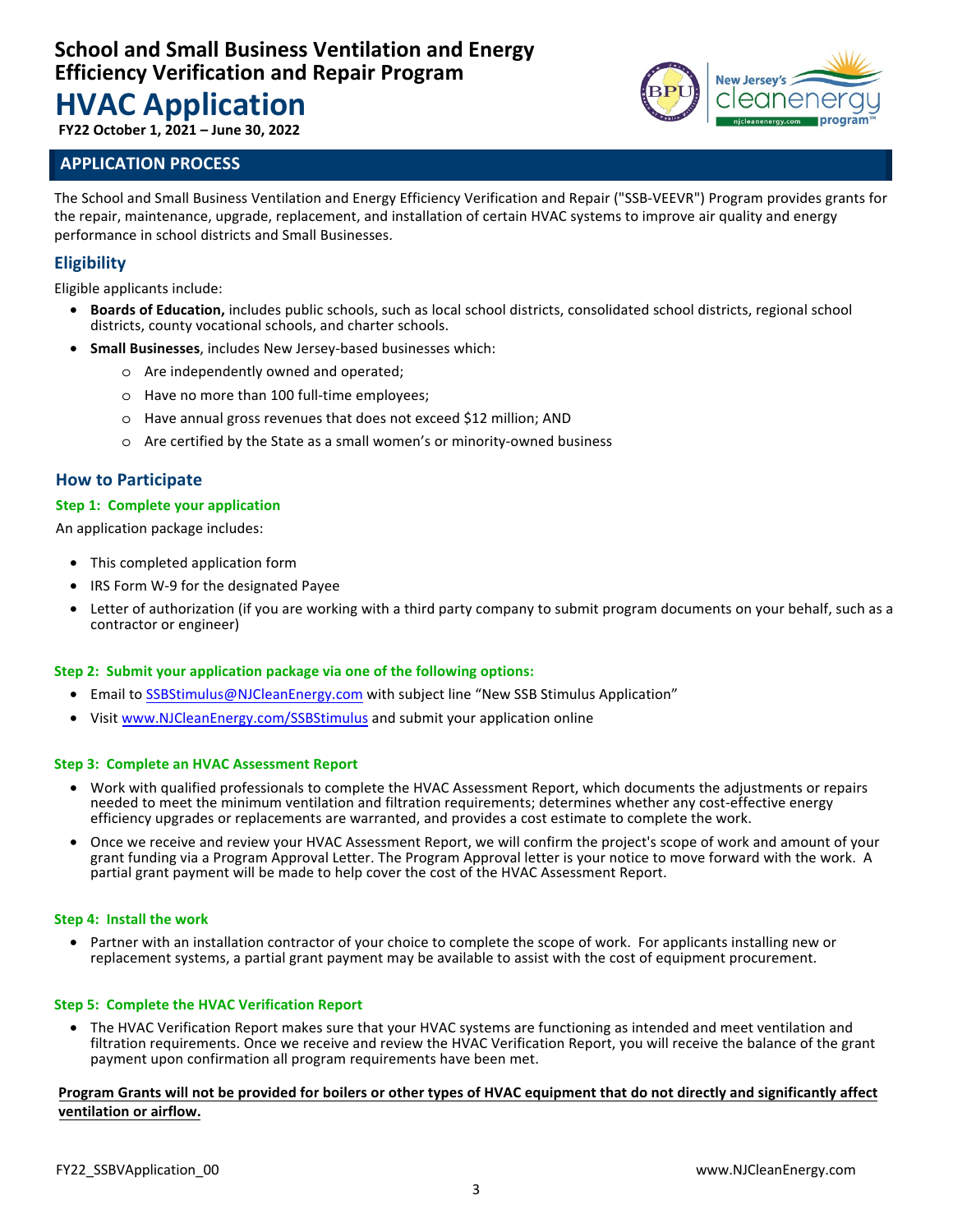# School and Small Business Ventilation and Energy Efficiency Verification and Repair Program

# HVAC Application

**FY22 October 1, 2021 – June 30, 2022**

## APPLICATION PROCESS

The School and Small Business Ventilation and Energy Efficiency Verification and Repair ("SSB-VEEVR") Program provides grants for the repair, maintenance, upgrade, replacement, and installation of certain HVAC systems to improve air quality and energy performance in school districts and Small Businesses.

### Eligibility

Eligible applicants include:

- **Boards of Education,** includes public schools, such as local school districts, consolidated school districts, regional school districts, county vocational schools, and charter schools.
- **Small Businesses**, includes New Jersey-based businesses which:
  - Are independently owned and operated;
  - Have no more than 100 full-time employees;
  - Have annual gross revenues that does not exceed $12 million; AND
  - Are certified by the State as a small women's or minority-owned business

### How to Participate

#### Step 1: Complete your application

An application package includes:

- This completed application form
- IRS Form W-9 for the designated Payee
- Letter of authorization (if you are working with a third party company to submit program documents on your behalf, such as a contractor or engineer)

#### Step 2: Submit your application package via one of the following options:

- Email to SSBStimulus@NJCleanEnergy.com with subject line "New SSB Stimulus Application"
- Visit www.NJCleanEnergy.com/SSBStimulus and submit your application online

#### Step 3: Complete an HVAC Assessment Report

- Work with qualified professionals to complete the HVAC Assessment Report, which documents the adjustments or repairs needed to meet the minimum ventilation and filtration requirements; determines whether any cost-effective energy efficiency upgrades or replacements are warranted, and provides a cost estimate to complete the work.
- Once we receive and review your HVAC Assessment Report, we will confirm the project's scope of work and amount of your grant funding via a Program Approval Letter. The Program Approval letter is your notice to move forward with the work. A partial grant payment will be made to help cover the cost of the HVAC Assessment Report.

#### Step 4: Install the work

- Partner with an installation contractor of your choice to complete the scope of work. For applicants installing new or replacement systems, a partial grant payment may be available to assist with the cost of equipment procurement.

#### Step 5: Complete the HVAC Verification Report

- The HVAC Verification Report makes sure that your HVAC systems are functioning as intended and meet ventilation and filtration requirements. Once we receive and review the HVAC Verification Report, you will receive the balance of the grant payment upon confirmation all program requirements have been met.

**Program Grants will not be provided for boilers or other types of HVAC equipment that do not directly and significantly affect ventilation or airflow.**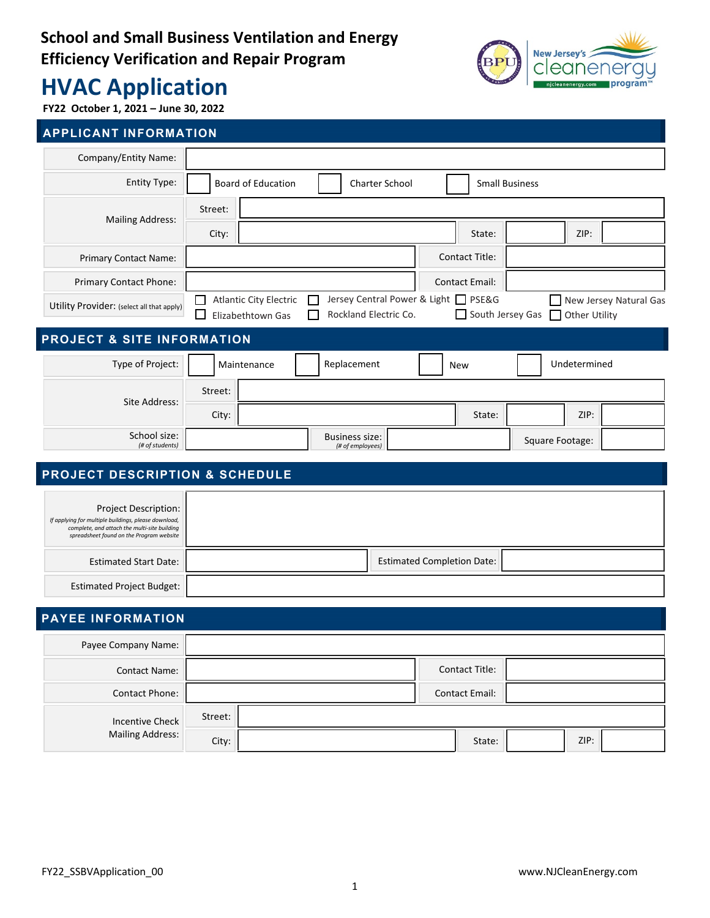# School and Small Business Ventilation and Energy Efficiency Verification and Repair Program

# HVAC Application

**FY22 October 1, 2021 – June 30, 2022**

## APPLICANT INFORMATION

| | | | | | | |
|---|---|---|---|---|---|---|
| Company/Entity Name: | | | | | | |
| Entity Type: | ☐ Board of Education | ☐ Charter School | ☐ Small Business | | | |
| Mailing Address: | Street: | | | | | |
| | City: | | State: | | ZIP: | |
| Primary Contact Name: | | | Contact Title: | | | |
| Primary Contact Phone: | | | Contact Email: | | | |
| Utility Provider: (select all that apply) | ☐ Atlantic City Electric | ☐ Jersey Central Power & Light | ☐ PSE&G | ☐ New Jersey Natural Gas | | |
| | ☐ Elizabethtown Gas | ☐ Rockland Electric Co. | ☐ South Jersey Gas | ☐ Other Utility | | |

## PROJECT & SITE INFORMATION

| | | | | | | |
|---|---|---|---|---|---|---|
| Type of Project: | ☐ Maintenance | ☐ Replacement | ☐ New | ☐ Undetermined | | |
| Site Address: | Street: | | | | | |
| | City: | | State: | | ZIP: | |
| School size: *(# of students)* | | Business size: *(# of employees)* | | Square Footage: | | |

## PROJECT DESCRIPTION & SCHEDULE

| | | | |
|---|---|---|---|
| Project Description: *If applying for multiple buildings, please download, complete, and attach the multi-site building spreadsheet found on the Program website* | | | |
| Estimated Start Date: | | Estimated Completion Date: | |
| Estimated Project Budget: | | | |

## PAYEE INFORMATION

| | | | | | | |
|---|---|---|---|---|---|---|
| Payee Company Name: | | | | | | |
| Contact Name: | | | Contact Title: | | | |
| Contact Phone: | | | Contact Email: | | | |
| Incentive Check Mailing Address: | Street: | | | | | |
| | City: | | State: | | ZIP: | |

FY22_SSBVApplication_00 www.NJCleanEnergy.com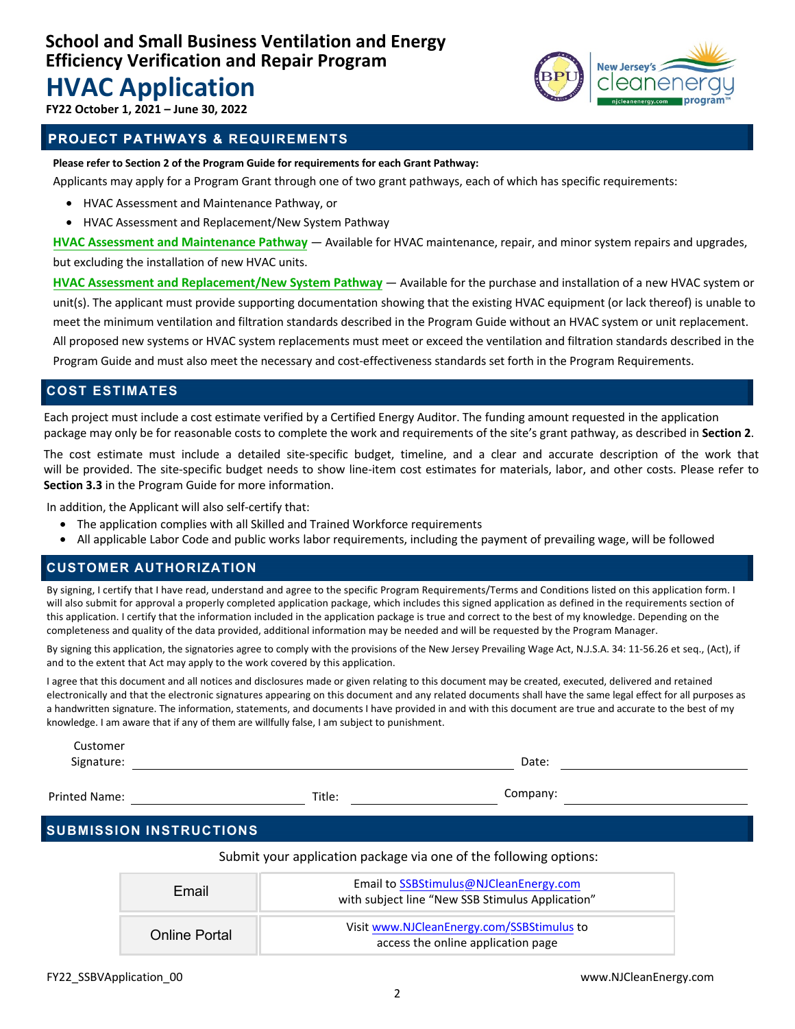# School and Small Business Ventilation and Energy Efficiency Verification and Repair Program

# HVAC Application

**FY22 October 1, 2021 – June 30, 2022**

## PROJECT PATHWAYS & REQUIREMENTS

**Please refer to Section 2 of the Program Guide for requirements for each Grant Pathway:**

Applicants may apply for a Program Grant through one of two grant pathways, each of which has specific requirements:

- HVAC Assessment and Maintenance Pathway, or
- HVAC Assessment and Replacement/New System Pathway

**HVAC Assessment and Maintenance Pathway** — Available for HVAC maintenance, repair, and minor system repairs and upgrades, but excluding the installation of new HVAC units.

**HVAC Assessment and Replacement/New System Pathway** — Available for the purchase and installation of a new HVAC system or unit(s). The applicant must provide supporting documentation showing that the existing HVAC equipment (or lack thereof) is unable to meet the minimum ventilation and filtration standards described in the Program Guide without an HVAC system or unit replacement. All proposed new systems or HVAC system replacements must meet or exceed the ventilation and filtration standards described in the Program Guide and must also meet the necessary and cost-effectiveness standards set forth in the Program Requirements.

## COST ESTIMATES

Each project must include a cost estimate verified by a Certified Energy Auditor. The funding amount requested in the application package may only be for reasonable costs to complete the work and requirements of the site's grant pathway, as described in **Section 2**.

The cost estimate must include a detailed site-specific budget, timeline, and a clear and accurate description of the work that will be provided. The site-specific budget needs to show line-item cost estimates for materials, labor, and other costs. Please refer to **Section 3.3** in the Program Guide for more information.

In addition, the Applicant will also self-certify that:

- The application complies with all Skilled and Trained Workforce requirements
- All applicable Labor Code and public works labor requirements, including the payment of prevailing wage, will be followed

## CUSTOMER AUTHORIZATION

By signing, I certify that I have read, understand and agree to the specific Program Requirements/Terms and Conditions listed on this application form. I will also submit for approval a properly completed application package, which includes this signed application as defined in the requirements section of this application. I certify that the information included in the application package is true and correct to the best of my knowledge. Depending on the completeness and quality of the data provided, additional information may be needed and will be requested by the Program Manager.

By signing this application, the signatories agree to comply with the provisions of the New Jersey Prevailing Wage Act, N.J.S.A. 34: 11-56.26 et seq., (Act), if and to the extent that Act may apply to the work covered by this application.

I agree that this document and all notices and disclosures made or given relating to this document may be created, executed, delivered and retained electronically and that the electronic signatures appearing on this document and any related documents shall have the same legal effect for all purposes as a handwritten signature. The information, statements, and documents I have provided in and with this document are true and accurate to the best of my knowledge. I am aware that if any of them are willfully false, I am subject to punishment.

Customer Signature: ______________________________ Date: ______________

Printed Name: ______________ Title: ______________ Company: ______________

## SUBMISSION INSTRUCTIONS

Submit your application package via one of the following options:

| | |
|---|---|
| Email | Email to SSBStimulus@NJCleanEnergy.com with subject line "New SSB Stimulus Application" |
| Online Portal | Visit www.NJCleanEnergy.com/SSBStimulus to access the online application page |

FY22_SSBVApplication_00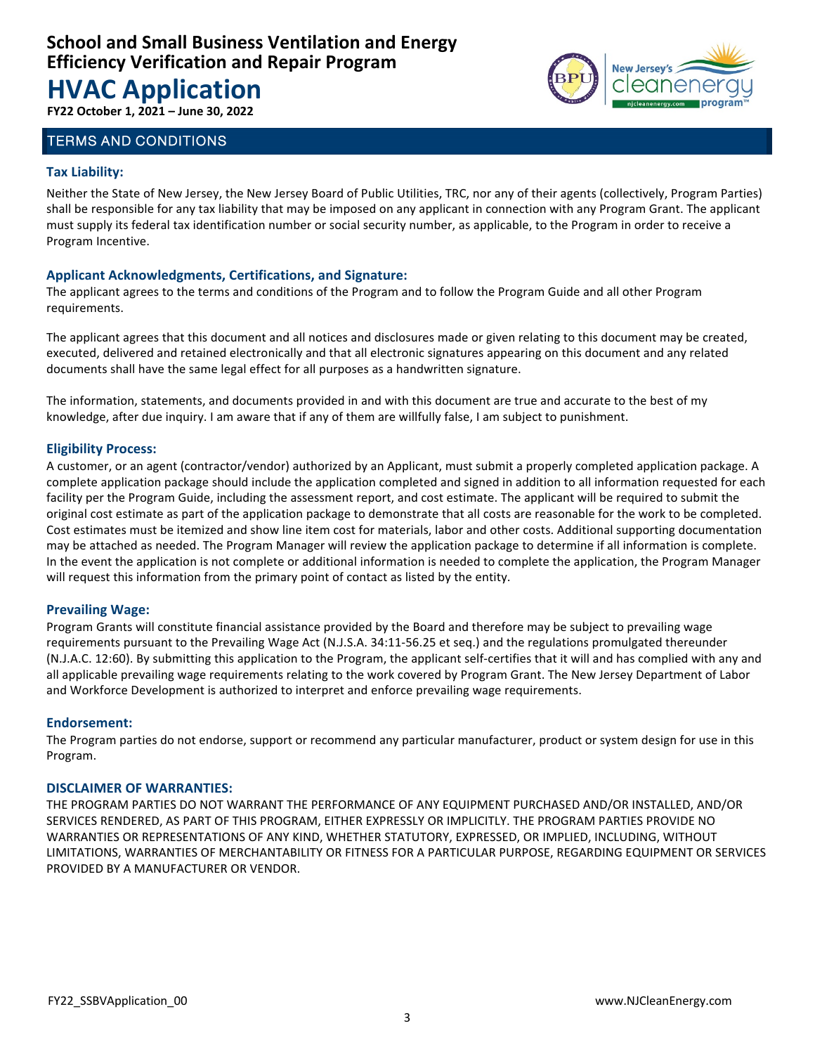## TERMS AND CONDITIONS

### Tax Liability:

Neither the State of New Jersey, the New Jersey Board of Public Utilities, TRC, nor any of their agents (collectively, Program Parties) shall be responsible for any tax liability that may be imposed on any applicant in connection with any Program Grant. The applicant must supply its federal tax identification number or social security number, as applicable, to the Program in order to receive a Program Incentive.

### Applicant Acknowledgments, Certifications, and Signature:

The applicant agrees to the terms and conditions of the Program and to follow the Program Guide and all other Program requirements.

The applicant agrees that this document and all notices and disclosures made or given relating to this document may be created, executed, delivered and retained electronically and that all electronic signatures appearing on this document and any related documents shall have the same legal effect for all purposes as a handwritten signature.

The information, statements, and documents provided in and with this document are true and accurate to the best of my knowledge, after due inquiry. I am aware that if any of them are willfully false, I am subject to punishment.

### Eligibility Process:

A customer, or an agent (contractor/vendor) authorized by an Applicant, must submit a properly completed application package. A complete application package should include the application completed and signed in addition to all information requested for each facility per the Program Guide, including the assessment report, and cost estimate. The applicant will be required to submit the original cost estimate as part of the application package to demonstrate that all costs are reasonable for the work to be completed. Cost estimates must be itemized and show line item cost for materials, labor and other costs. Additional supporting documentation may be attached as needed. The Program Manager will review the application package to determine if all information is complete. In the event the application is not complete or additional information is needed to complete the application, the Program Manager will request this information from the primary point of contact as listed by the entity.

### Prevailing Wage:

Program Grants will constitute financial assistance provided by the Board and therefore may be subject to prevailing wage requirements pursuant to the Prevailing Wage Act (N.J.S.A. 34:11-56.25 et seq.) and the regulations promulgated thereunder (N.J.A.C. 12:60). By submitting this application to the Program, the applicant self-certifies that it will and has complied with any and all applicable prevailing wage requirements relating to the work covered by Program Grant. The New Jersey Department of Labor and Workforce Development is authorized to interpret and enforce prevailing wage requirements.

### Endorsement:

The Program parties do not endorse, support or recommend any particular manufacturer, product or system design for use in this Program.

### DISCLAIMER OF WARRANTIES:

THE PROGRAM PARTIES DO NOT WARRANT THE PERFORMANCE OF ANY EQUIPMENT PURCHASED AND/OR INSTALLED, AND/OR SERVICES RENDERED, AS PART OF THIS PROGRAM, EITHER EXPRESSLY OR IMPLICITLY. THE PROGRAM PARTIES PROVIDE NO WARRANTIES OR REPRESENTATIONS OF ANY KIND, WHETHER STATUTORY, EXPRESSED, OR IMPLIED, INCLUDING, WITHOUT LIMITATIONS, WARRANTIES OF MERCHANTABILITY OR FITNESS FOR A PARTICULAR PURPOSE, REGARDING EQUIPMENT OR SERVICES PROVIDED BY A MANUFACTURER OR VENDOR.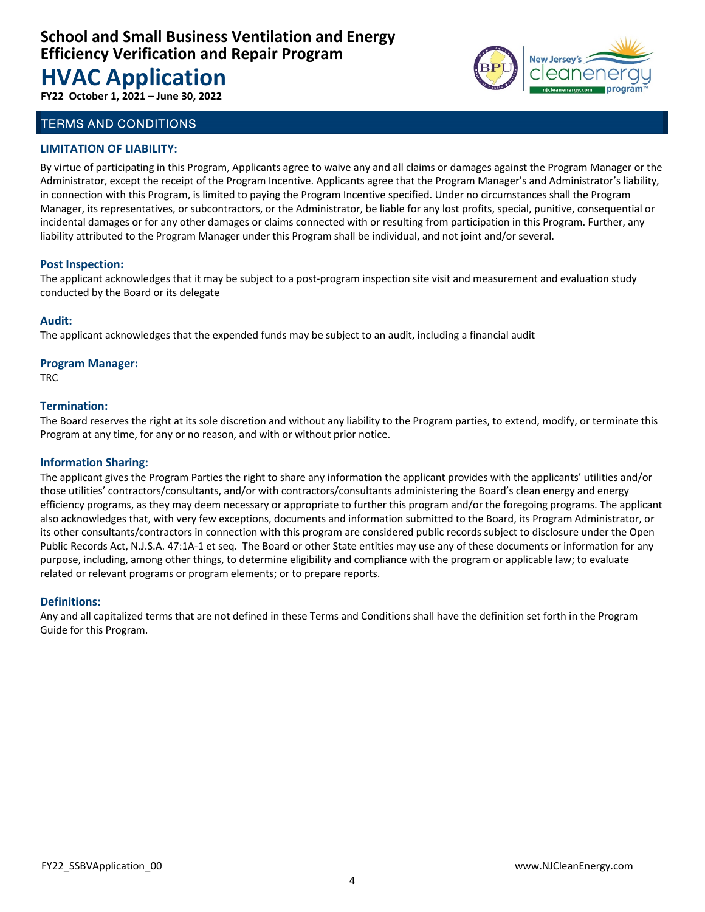## TERMS AND CONDITIONS

### LIMITATION OF LIABILITY:

By virtue of participating in this Program, Applicants agree to waive any and all claims or damages against the Program Manager or the Administrator, except the receipt of the Program Incentive. Applicants agree that the Program Manager's and Administrator's liability, in connection with this Program, is limited to paying the Program Incentive specified. Under no circumstances shall the Program Manager, its representatives, or subcontractors, or the Administrator, be liable for any lost profits, special, punitive, consequential or incidental damages or for any other damages or claims connected with or resulting from participation in this Program. Further, any liability attributed to the Program Manager under this Program shall be individual, and not joint and/or several.

### Post Inspection:

The applicant acknowledges that it may be subject to a post-program inspection site visit and measurement and evaluation study conducted by the Board or its delegate

### Audit:

The applicant acknowledges that the expended funds may be subject to an audit, including a financial audit

### Program Manager:

TRC

### Termination:

The Board reserves the right at its sole discretion and without any liability to the Program parties, to extend, modify, or terminate this Program at any time, for any or no reason, and with or without prior notice.

### Information Sharing:

The applicant gives the Program Parties the right to share any information the applicant provides with the applicants' utilities and/or those utilities' contractors/consultants, and/or with contractors/consultants administering the Board's clean energy and energy efficiency programs, as they may deem necessary or appropriate to further this program and/or the foregoing programs. The applicant also acknowledges that, with very few exceptions, documents and information submitted to the Board, its Program Administrator, or its other consultants/contractors in connection with this program are considered public records subject to disclosure under the Open Public Records Act, N.J.S.A. 47:1A-1 et seq. The Board or other State entities may use any of these documents or information for any purpose, including, among other things, to determine eligibility and compliance with the program or applicable law; to evaluate related or relevant programs or program elements; or to prepare reports.

### Definitions:

Any and all capitalized terms that are not defined in these Terms and Conditions shall have the definition set forth in the Program Guide for this Program.